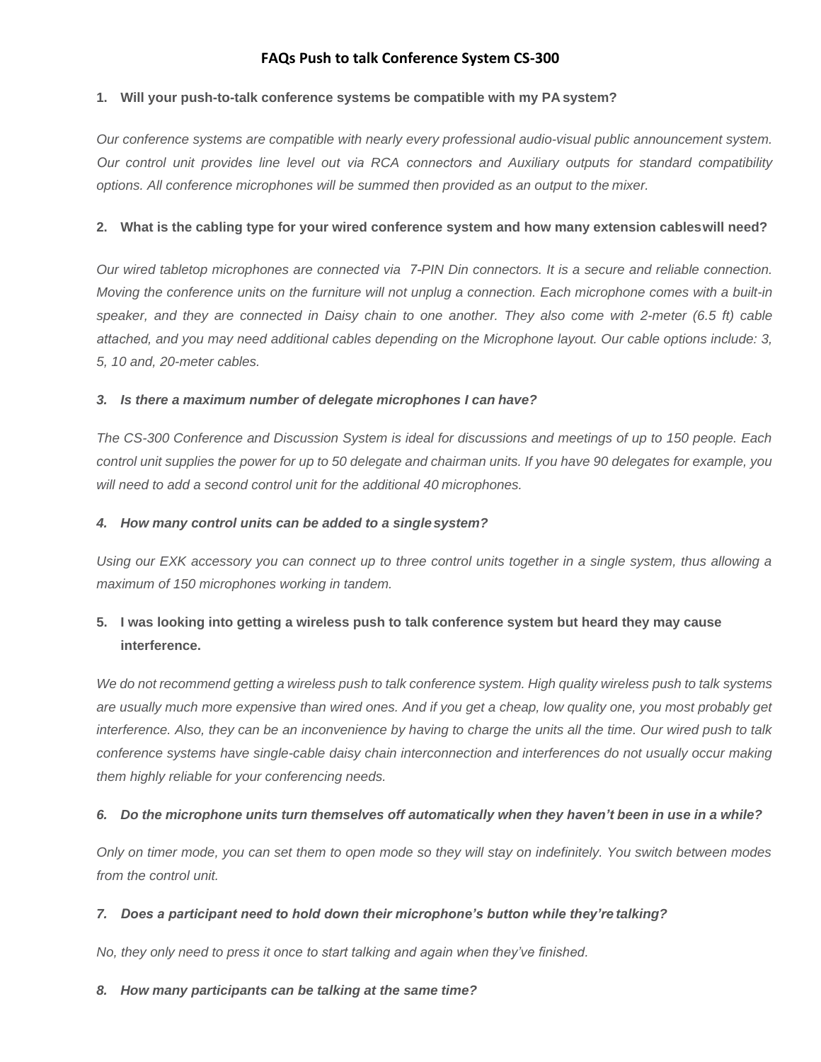# FAQs Push to talk Conference System CS-300

**1. Will your push-to-talk conference systems be compatible with my PA system?**

*Our conference systems are compatible with nearly every professional audio-visual public announcement system. Our control unit provides line level out via RCA connectors and Auxiliary outputs for standard compatibility options. All conference microphones will be summed then provided as an output to the mixer.*

**2. What is the cabling type for your wired conference system and how many extension cables will need?**

*Our wired tabletop microphones are connected via 7-PIN Din connectors. It is a secure and reliable connection. Moving the conference units on the furniture will not unplug a connection. Each microphone comes with a built-in speaker, and they are connected in Daisy chain to one another. They also come with 2-meter (6.5 ft) cable attached, and you may need additional cables depending on the Microphone layout. Our cable options include: 3, 5, 10 and, 20-meter cables.*

***3. Is there a maximum number of delegate microphones I can have?***

*The CS-300 Conference and Discussion System is ideal for discussions and meetings of up to 150 people. Each control unit supplies the power for up to 50 delegate and chairman units. If you have 90 delegates for example, you will need to add a second control unit for the additional 40 microphones.*

***4. How many control units can be added to a single system?***

*Using our EXK accessory you can connect up to three control units together in a single system, thus allowing a maximum of 150 microphones working in tandem.*

**5. I was looking into getting a wireless push to talk conference system but heard they may cause interference.**

*We do not recommend getting a wireless push to talk conference system. High quality wireless push to talk systems are usually much more expensive than wired ones. And if you get a cheap, low quality one, you most probably get interference. Also, they can be an inconvenience by having to charge the units all the time. Our wired push to talk conference systems have single-cable daisy chain interconnection and interferences do not usually occur making them highly reliable for your conferencing needs.*

***6. Do the microphone units turn themselves off automatically when they haven't been in use in a while?***

*Only on timer mode, you can set them to open mode so they will stay on indefinitely. You switch between modes from the control unit.*

***7. Does a participant need to hold down their microphone's button while they're talking?***

*No, they only need to press it once to start talking and again when they've finished.*

***8. How many participants can be talking at the same time?***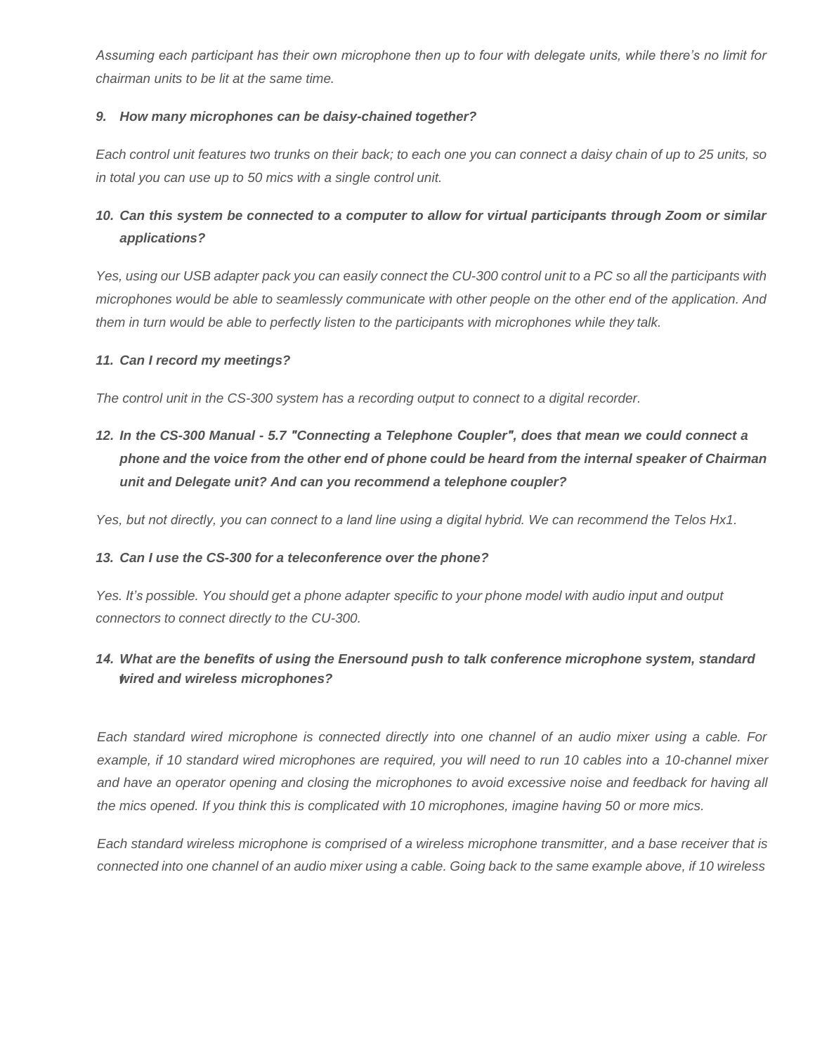*Assuming each participant has their own microphone then up to four with delegate units, while there's no limit for chairman units to be lit at the same time.*

9. ***How many microphones can be daisy-chained together?***

*Each control unit features two trunks on their back; to each one you can connect a daisy chain of up to 25 units, so in total you can use up to 50 mics with a single control unit.*

10. ***Can this system be connected to a computer to allow for virtual participants through Zoom or similar applications?***

*Yes, using our USB adapter pack you can easily connect the CU-300 control unit to a PC so all the participants with microphones would be able to seamlessly communicate with other people on the other end of the application. And them in turn would be able to perfectly listen to the participants with microphones while they talk.*

11. ***Can I record my meetings?***

*The control unit in the CS-300 system has a recording output to connect to a digital recorder.*

12. ***In the CS-300 Manual - 5.7 "Connecting a Telephone Coupler", does that mean we could connect a phone and the voice from the other end of phone could be heard from the internal speaker of Chairman unit and Delegate unit? And can you recommend a telephone coupler?***

*Yes, but not directly, you can connect to a land line using a digital hybrid. We can recommend the Telos Hx1.*

13. ***Can I use the CS-300 for a teleconference over the phone?***

*Yes. It's possible. You should get a phone adapter specific to your phone model with audio input and output connectors to connect directly to the CU-300.*

14. ***What are the benefits of using the Enersound push to talk conference microphone system, standard wired and wireless microphones?***

*Each standard wired microphone is connected directly into one channel of an audio mixer using a cable. For example, if 10 standard wired microphones are required, you will need to run 10 cables into a 10-channel mixer and have an operator opening and closing the microphones to avoid excessive noise and feedback for having all the mics opened. If you think this is complicated with 10 microphones, imagine having 50 or more mics.*

*Each standard wireless microphone is comprised of a wireless microphone transmitter, and a base receiver that is connected into one channel of an audio mixer using a cable. Going back to the same example above, if 10 wireless*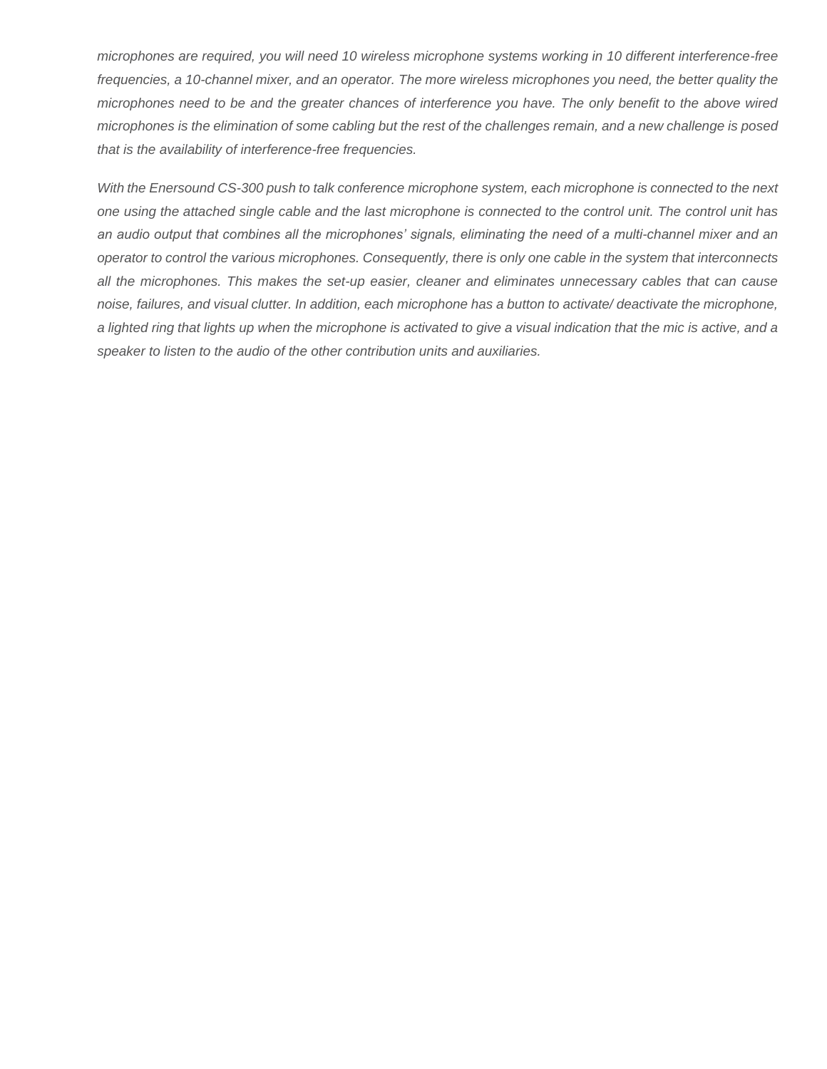*microphones are required, you will need 10 wireless microphone systems working in 10 different interference-free frequencies, a 10-channel mixer, and an operator. The more wireless microphones you need, the better quality the microphones need to be and the greater chances of interference you have. The only benefit to the above wired microphones is the elimination of some cabling but the rest of the challenges remain, and a new challenge is posed that is the availability of interference-free frequencies.*

*With the Enersound CS-300 push to talk conference microphone system, each microphone is connected to the next one using the attached single cable and the last microphone is connected to the control unit. The control unit has an audio output that combines all the microphones' signals, eliminating the need of a multi-channel mixer and an operator to control the various microphones. Consequently, there is only one cable in the system that interconnects all the microphones. This makes the set-up easier, cleaner and eliminates unnecessary cables that can cause noise, failures, and visual clutter. In addition, each microphone has a button to activate/ deactivate the microphone, a lighted ring that lights up when the microphone is activated to give a visual indication that the mic is active, and a speaker to listen to the audio of the other contribution units and auxiliaries.*